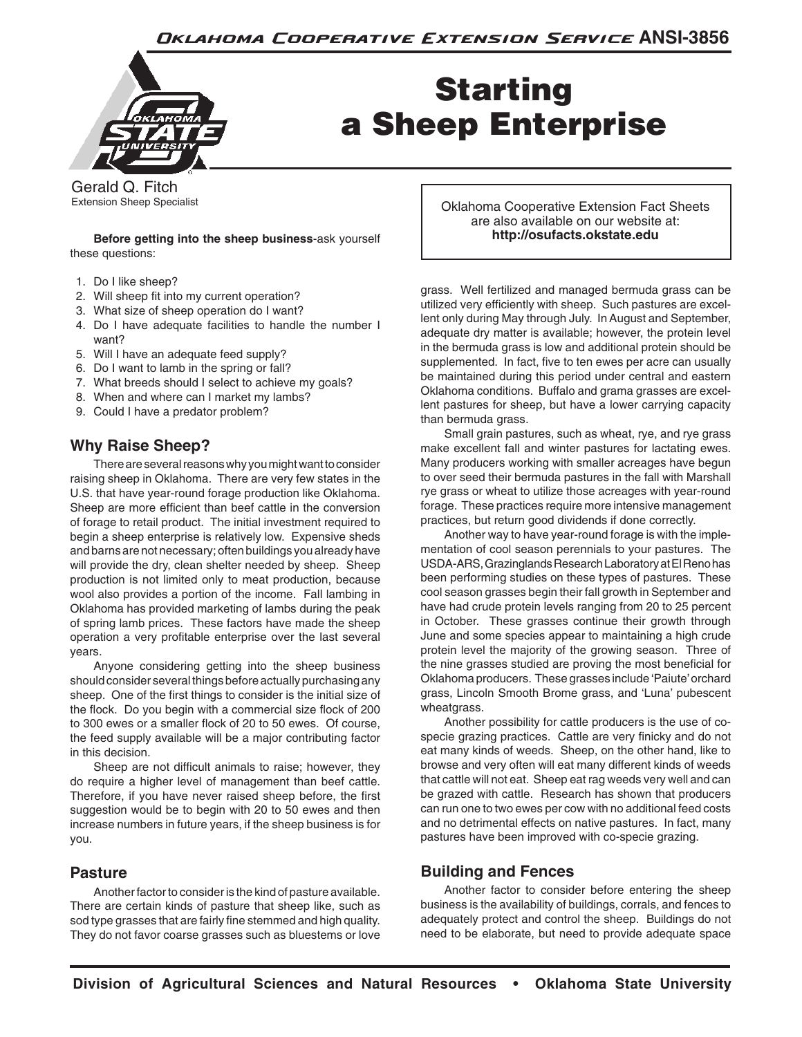# Starting a Sheep Enterprise

Gerald Q. Fitch
Extension Sheep Specialist

Oklahoma Cooperative Extension Fact Sheets are also available on our website at: **http://osufacts.okstate.edu**

**Before getting into the sheep business**-ask yourself these questions:

1. Do I like sheep?
2. Will sheep fit into my current operation?
3. What size of sheep operation do I want?
4. Do I have adequate facilities to handle the number I want?
5. Will I have an adequate feed supply?
6. Do I want to lamb in the spring or fall?
7. What breeds should I select to achieve my goals?
8. When and where can I market my lambs?
9. Could I have a predator problem?

## Why Raise Sheep?

There are several reasons why you might want to consider raising sheep in Oklahoma. There are very few states in the U.S. that have year-round forage production like Oklahoma. Sheep are more efficient than beef cattle in the conversion of forage to retail product. The initial investment required to begin a sheep enterprise is relatively low. Expensive sheds and barns are not necessary; often buildings you already have will provide the dry, clean shelter needed by sheep. Sheep production is not limited only to meat production, because wool also provides a portion of the income. Fall lambing in Oklahoma has provided marketing of lambs during the peak of spring lamb prices. These factors have made the sheep operation a very profitable enterprise over the last several years.

Anyone considering getting into the sheep business should consider several things before actually purchasing any sheep. One of the first things to consider is the initial size of the flock. Do you begin with a commercial size flock of 200 to 300 ewes or a smaller flock of 20 to 50 ewes. Of course, the feed supply available will be a major contributing factor in this decision.

Sheep are not difficult animals to raise; however, they do require a higher level of management than beef cattle. Therefore, if you have never raised sheep before, the first suggestion would be to begin with 20 to 50 ewes and then increase numbers in future years, if the sheep business is for you.

## Pasture

Another factor to consider is the kind of pasture available. There are certain kinds of pasture that sheep like, such as sod type grasses that are fairly fine stemmed and high quality. They do not favor coarse grasses such as bluestems or love grass. Well fertilized and managed bermuda grass can be utilized very efficiently with sheep. Such pastures are excellent only during May through July. In August and September, adequate dry matter is available; however, the protein level in the bermuda grass is low and additional protein should be supplemented. In fact, five to ten ewes per acre can usually be maintained during this period under central and eastern Oklahoma conditions. Buffalo and grama grasses are excellent pastures for sheep, but have a lower carrying capacity than bermuda grass.

Small grain pastures, such as wheat, rye, and rye grass make excellent fall and winter pastures for lactating ewes. Many producers working with smaller acreages have begun to over seed their bermuda pastures in the fall with Marshall rye grass or wheat to utilize those acreages with year-round forage. These practices require more intensive management practices, but return good dividends if done correctly.

Another way to have year-round forage is with the implementation of cool season perennials to your pastures. The USDA-ARS, Grazinglands Research Laboratory at El Reno has been performing studies on these types of pastures. These cool season grasses begin their fall growth in September and have had crude protein levels ranging from 20 to 25 percent in October. These grasses continue their growth through June and some species appear to maintaining a high crude protein level the majority of the growing season. Three of the nine grasses studied are proving the most beneficial for Oklahoma producers. These grasses include 'Paiute' orchard grass, Lincoln Smooth Brome grass, and 'Luna' pubescent wheatgrass.

Another possibility for cattle producers is the use of co-specie grazing practices. Cattle are very finicky and do not eat many kinds of weeds. Sheep, on the other hand, like to browse and very often will eat many different kinds of weeds that cattle will not eat. Sheep eat rag weeds very well and can be grazed with cattle. Research has shown that producers can run one to two ewes per cow with no additional feed costs and no detrimental effects on native pastures. In fact, many pastures have been improved with co-specie grazing.

## Building and Fences

Another factor to consider before entering the sheep business is the availability of buildings, corrals, and fences to adequately protect and control the sheep. Buildings do not need to be elaborate, but need to provide adequate space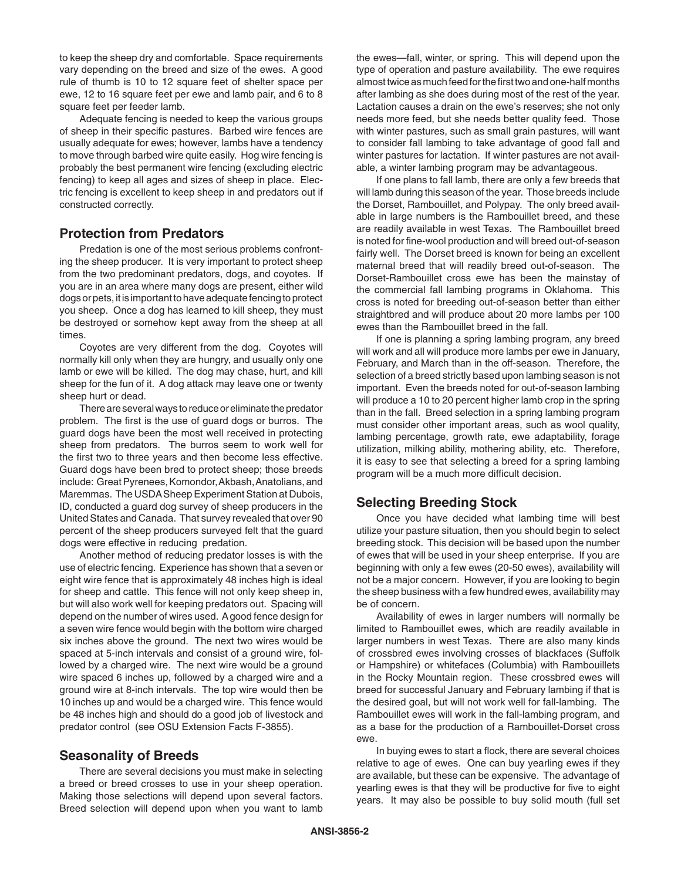to keep the sheep dry and comfortable. Space requirements vary depending on the breed and size of the ewes. A good rule of thumb is 10 to 12 square feet of shelter space per ewe, 12 to 16 square feet per ewe and lamb pair, and 6 to 8 square feet per feeder lamb.

Adequate fencing is needed to keep the various groups of sheep in their specific pastures. Barbed wire fences are usually adequate for ewes; however, lambs have a tendency to move through barbed wire quite easily. Hog wire fencing is probably the best permanent wire fencing (excluding electric fencing) to keep all ages and sizes of sheep in place. Electric fencing is excellent to keep sheep in and predators out if constructed correctly.

## Protection from Predators

Predation is one of the most serious problems confronting the sheep producer. It is very important to protect sheep from the two predominant predators, dogs, and coyotes. If you are in an area where many dogs are present, either wild dogs or pets, it is important to have adequate fencing to protect you sheep. Once a dog has learned to kill sheep, they must be destroyed or somehow kept away from the sheep at all times.

Coyotes are very different from the dog. Coyotes will normally kill only when they are hungry, and usually only one lamb or ewe will be killed. The dog may chase, hurt, and kill sheep for the fun of it. A dog attack may leave one or twenty sheep hurt or dead.

There are several ways to reduce or eliminate the predator problem. The first is the use of guard dogs or burros. The guard dogs have been the most well received in protecting sheep from predators. The burros seem to work well for the first two to three years and then become less effective. Guard dogs have been bred to protect sheep; those breeds include: Great Pyrenees, Komondor, Akbash, Anatolians, and Maremmas. The USDA Sheep Experiment Station at Dubois, ID, conducted a guard dog survey of sheep producers in the United States and Canada. That survey revealed that over 90 percent of the sheep producers surveyed felt that the guard dogs were effective in reducing predation.

Another method of reducing predator losses is with the use of electric fencing. Experience has shown that a seven or eight wire fence that is approximately 48 inches high is ideal for sheep and cattle. This fence will not only keep sheep in, but will also work well for keeping predators out. Spacing will depend on the number of wires used. A good fence design for a seven wire fence would begin with the bottom wire charged six inches above the ground. The next two wires would be spaced at 5-inch intervals and consist of a ground wire, followed by a charged wire. The next wire would be a ground wire spaced 6 inches up, followed by a charged wire and a ground wire at 8-inch intervals. The top wire would then be 10 inches up and would be a charged wire. This fence would be 48 inches high and should do a good job of livestock and predator control (see OSU Extension Facts F-3855).

## Seasonality of Breeds

There are several decisions you must make in selecting a breed or breed crosses to use in your sheep operation. Making those selections will depend upon several factors. Breed selection will depend upon when you want to lamb the ewes—fall, winter, or spring. This will depend upon the type of operation and pasture availability. The ewe requires almost twice as much feed for the first two and one-half months after lambing as she does during most of the rest of the year. Lactation causes a drain on the ewe's reserves; she not only needs more feed, but she needs better quality feed. Those with winter pastures, such as small grain pastures, will want to consider fall lambing to take advantage of good fall and winter pastures for lactation. If winter pastures are not available, a winter lambing program may be advantageous.

If one plans to fall lamb, there are only a few breeds that will lamb during this season of the year. Those breeds include the Dorset, Rambouillet, and Polypay. The only breed available in large numbers is the Rambouillet breed, and these are readily available in west Texas. The Rambouillet breed is noted for fine-wool production and will breed out-of-season fairly well. The Dorset breed is known for being an excellent maternal breed that will readily breed out-of-season. The Dorset-Rambouillet cross ewe has been the mainstay of the commercial fall lambing programs in Oklahoma. This cross is noted for breeding out-of-season better than either straightbred and will produce about 20 more lambs per 100 ewes than the Rambouillet breed in the fall.

If one is planning a spring lambing program, any breed will work and all will produce more lambs per ewe in January, February, and March than in the off-season. Therefore, the selection of a breed strictly based upon lambing season is not important. Even the breeds noted for out-of-season lambing will produce a 10 to 20 percent higher lamb crop in the spring than in the fall. Breed selection in a spring lambing program must consider other important areas, such as wool quality, lambing percentage, growth rate, ewe adaptability, forage utilization, milking ability, mothering ability, etc. Therefore, it is easy to see that selecting a breed for a spring lambing program will be a much more difficult decision.

## Selecting Breeding Stock

Once you have decided what lambing time will best utilize your pasture situation, then you should begin to select breeding stock. This decision will be based upon the number of ewes that will be used in your sheep enterprise. If you are beginning with only a few ewes (20-50 ewes), availability will not be a major concern. However, if you are looking to begin the sheep business with a few hundred ewes, availability may be of concern.

Availability of ewes in larger numbers will normally be limited to Rambouillet ewes, which are readily available in larger numbers in west Texas. There are also many kinds of crossbred ewes involving crosses of blackfaces (Suffolk or Hampshire) or whitefaces (Columbia) with Rambouillets in the Rocky Mountain region. These crossbred ewes will breed for successful January and February lambing if that is the desired goal, but will not work well for fall-lambing. The Rambouillet ewes will work in the fall-lambing program, and as a base for the production of a Rambouillet-Dorset cross ewe.

In buying ewes to start a flock, there are several choices relative to age of ewes. One can buy yearling ewes if they are available, but these can be expensive. The advantage of yearling ewes is that they will be productive for five to eight years. It may also be possible to buy solid mouth (full set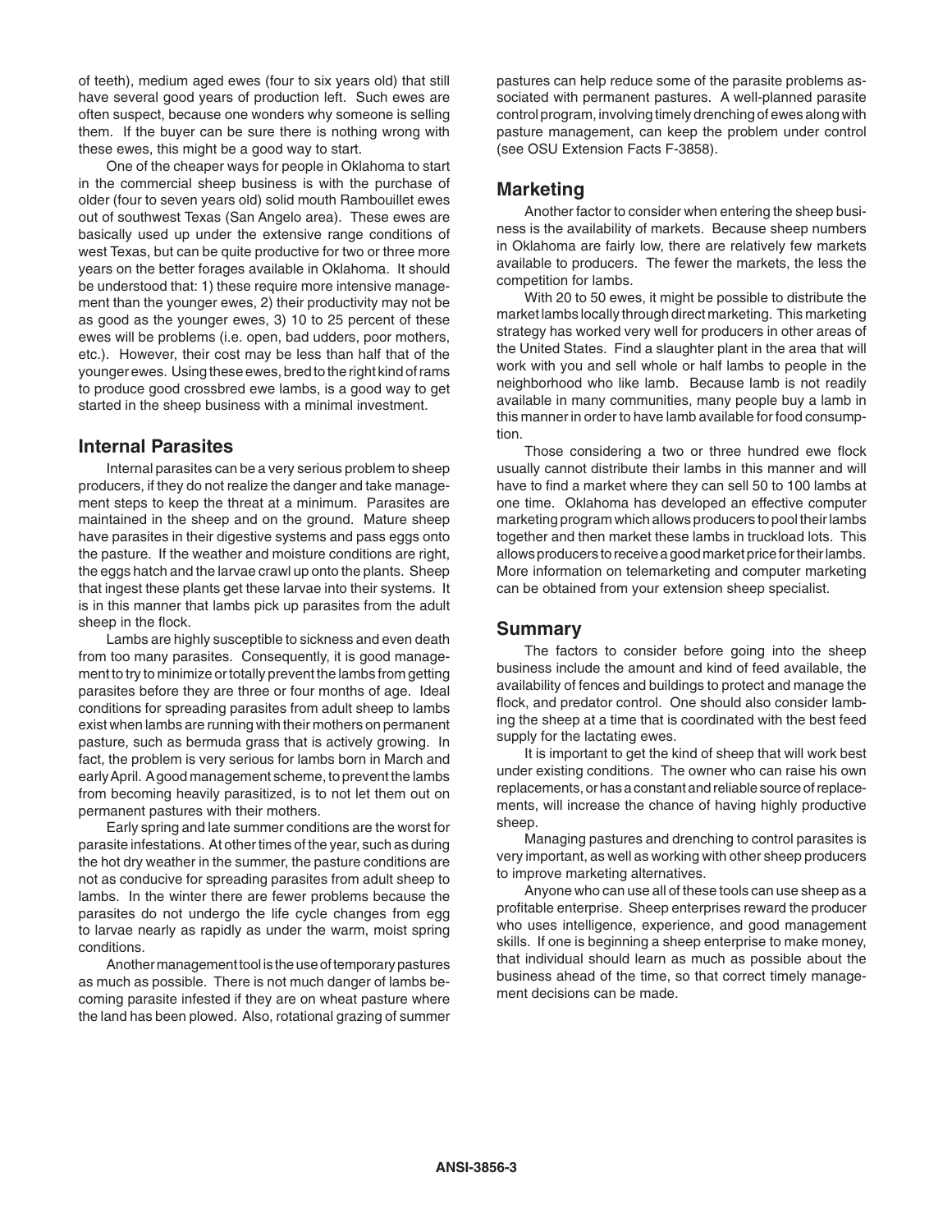of teeth), medium aged ewes (four to six years old) that still have several good years of production left. Such ewes are often suspect, because one wonders why someone is selling them. If the buyer can be sure there is nothing wrong with these ewes, this might be a good way to start.

One of the cheaper ways for people in Oklahoma to start in the commercial sheep business is with the purchase of older (four to seven years old) solid mouth Rambouillet ewes out of southwest Texas (San Angelo area). These ewes are basically used up under the extensive range conditions of west Texas, but can be quite productive for two or three more years on the better forages available in Oklahoma. It should be understood that: 1) these require more intensive management than the younger ewes, 2) their productivity may not be as good as the younger ewes, 3) 10 to 25 percent of these ewes will be problems (i.e. open, bad udders, poor mothers, etc.). However, their cost may be less than half that of the younger ewes. Using these ewes, bred to the right kind of rams to produce good crossbred ewe lambs, is a good way to get started in the sheep business with a minimal investment.

## Internal Parasites

Internal parasites can be a very serious problem to sheep producers, if they do not realize the danger and take management steps to keep the threat at a minimum. Parasites are maintained in the sheep and on the ground. Mature sheep have parasites in their digestive systems and pass eggs onto the pasture. If the weather and moisture conditions are right, the eggs hatch and the larvae crawl up onto the plants. Sheep that ingest these plants get these larvae into their systems. It is in this manner that lambs pick up parasites from the adult sheep in the flock.

Lambs are highly susceptible to sickness and even death from too many parasites. Consequently, it is good management to try to minimize or totally prevent the lambs from getting parasites before they are three or four months of age. Ideal conditions for spreading parasites from adult sheep to lambs exist when lambs are running with their mothers on permanent pasture, such as bermuda grass that is actively growing. In fact, the problem is very serious for lambs born in March and early April. A good management scheme, to prevent the lambs from becoming heavily parasitized, is to not let them out on permanent pastures with their mothers.

Early spring and late summer conditions are the worst for parasite infestations. At other times of the year, such as during the hot dry weather in the summer, the pasture conditions are not as conducive for spreading parasites from adult sheep to lambs. In the winter there are fewer problems because the parasites do not undergo the life cycle changes from egg to larvae nearly as rapidly as under the warm, moist spring conditions.

Another management tool is the use of temporary pastures as much as possible. There is not much danger of lambs becoming parasite infested if they are on wheat pasture where the land has been plowed. Also, rotational grazing of summer pastures can help reduce some of the parasite problems associated with permanent pastures. A well-planned parasite control program, involving timely drenching of ewes along with pasture management, can keep the problem under control (see OSU Extension Facts F-3858).

## Marketing

Another factor to consider when entering the sheep business is the availability of markets. Because sheep numbers in Oklahoma are fairly low, there are relatively few markets available to producers. The fewer the markets, the less the competition for lambs.

With 20 to 50 ewes, it might be possible to distribute the market lambs locally through direct marketing. This marketing strategy has worked very well for producers in other areas of the United States. Find a slaughter plant in the area that will work with you and sell whole or half lambs to people in the neighborhood who like lamb. Because lamb is not readily available in many communities, many people buy a lamb in this manner in order to have lamb available for food consumption.

Those considering a two or three hundred ewe flock usually cannot distribute their lambs in this manner and will have to find a market where they can sell 50 to 100 lambs at one time. Oklahoma has developed an effective computer marketing program which allows producers to pool their lambs together and then market these lambs in truckload lots. This allows producers to receive a good market price for their lambs. More information on telemarketing and computer marketing can be obtained from your extension sheep specialist.

## Summary

The factors to consider before going into the sheep business include the amount and kind of feed available, the availability of fences and buildings to protect and manage the flock, and predator control. One should also consider lambing the sheep at a time that is coordinated with the best feed supply for the lactating ewes.

It is important to get the kind of sheep that will work best under existing conditions. The owner who can raise his own replacements, or has a constant and reliable source of replacements, will increase the chance of having highly productive sheep.

Managing pastures and drenching to control parasites is very important, as well as working with other sheep producers to improve marketing alternatives.

Anyone who can use all of these tools can use sheep as a profitable enterprise. Sheep enterprises reward the producer who uses intelligence, experience, and good management skills. If one is beginning a sheep enterprise to make money, that individual should learn as much as possible about the business ahead of the time, so that correct timely management decisions can be made.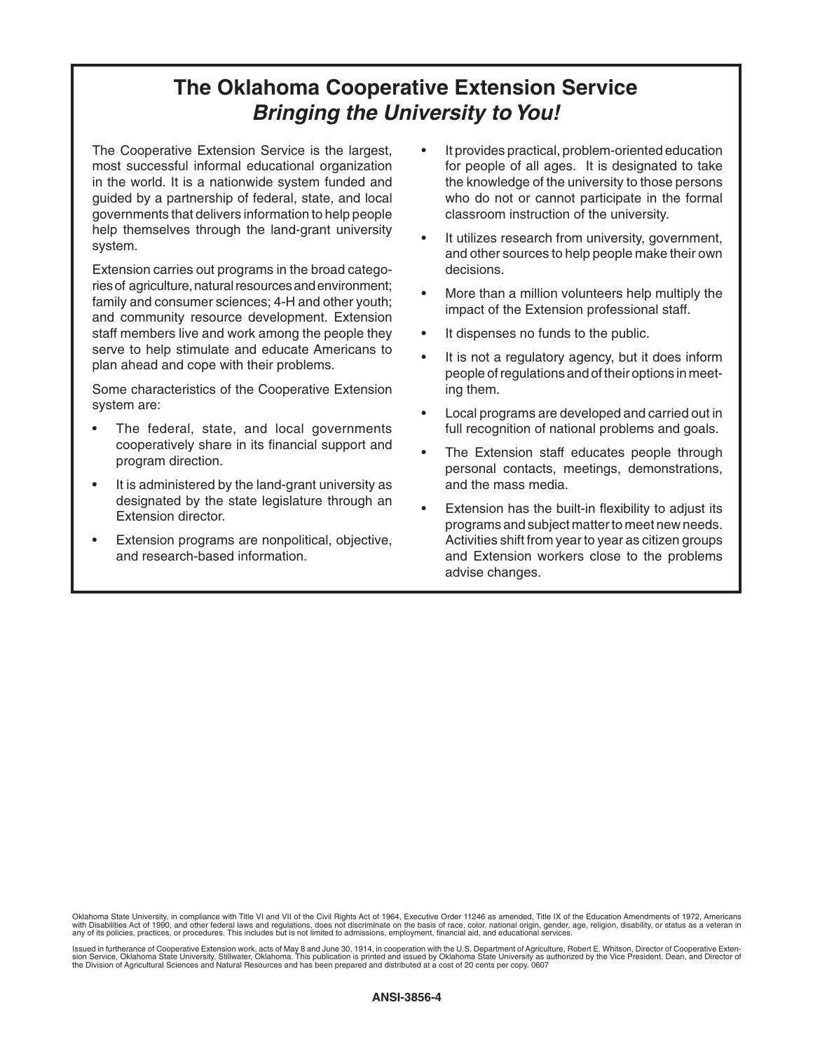## The Oklahoma Cooperative Extension Service
### *Bringing the University to You!*

The Cooperative Extension Service is the largest, most successful informal educational organization in the world. It is a nationwide system funded and guided by a partnership of federal, state, and local governments that delivers information to help people help themselves through the land-grant university system.

Extension carries out programs in the broad categories of agriculture, natural resources and environment; family and consumer sciences; 4-H and other youth; and community resource development. Extension staff members live and work among the people they serve to help stimulate and educate Americans to plan ahead and cope with their problems.

Some characteristics of the Cooperative Extension system are:

- The federal, state, and local governments cooperatively share in its financial support and program direction.
- It is administered by the land-grant university as designated by the state legislature through an Extension director.
- Extension programs are nonpolitical, objective, and research-based information.
- It provides practical, problem-oriented education for people of all ages. It is designated to take the knowledge of the university to those persons who do not or cannot participate in the formal classroom instruction of the university.
- It utilizes research from university, government, and other sources to help people make their own decisions.
- More than a million volunteers help multiply the impact of the Extension professional staff.
- It dispenses no funds to the public.
- It is not a regulatory agency, but it does inform people of regulations and of their options in meeting them.
- Local programs are developed and carried out in full recognition of national problems and goals.
- The Extension staff educates people through personal contacts, meetings, demonstrations, and the mass media.
- Extension has the built-in flexibility to adjust its programs and subject matter to meet new needs. Activities shift from year to year as citizen groups and Extension workers close to the problems advise changes.

Oklahoma State University, in compliance with Title VI and VII of the Civil Rights Act of 1964, Executive Order 11246 as amended, Title IX of the Education Amendments of 1972, Americans with Disabilities Act of 1990, and other federal laws and regulations, does not discriminate on the basis of race, color, national origin, gender, age, religion, disability, or status as a veteran in any of its policies, practices, or procedures. This includes but is not limited to admissions, employment, financial aid, and educational services.

Issued in furtherance of Cooperative Extension work, acts of May 8 and June 30, 1914, in cooperation with the U.S. Department of Agriculture, Robert E. Whitson, Director of Cooperative Extension Service, Oklahoma State University, Stillwater, Oklahoma. This publication is printed and issued by Oklahoma State University as authorized by the Vice President, Dean, and Director of the Division of Agricultural Sciences and Natural Resources and has been prepared and distributed at a cost of 20 cents per copy. 0607

**ANSI-3856-4**